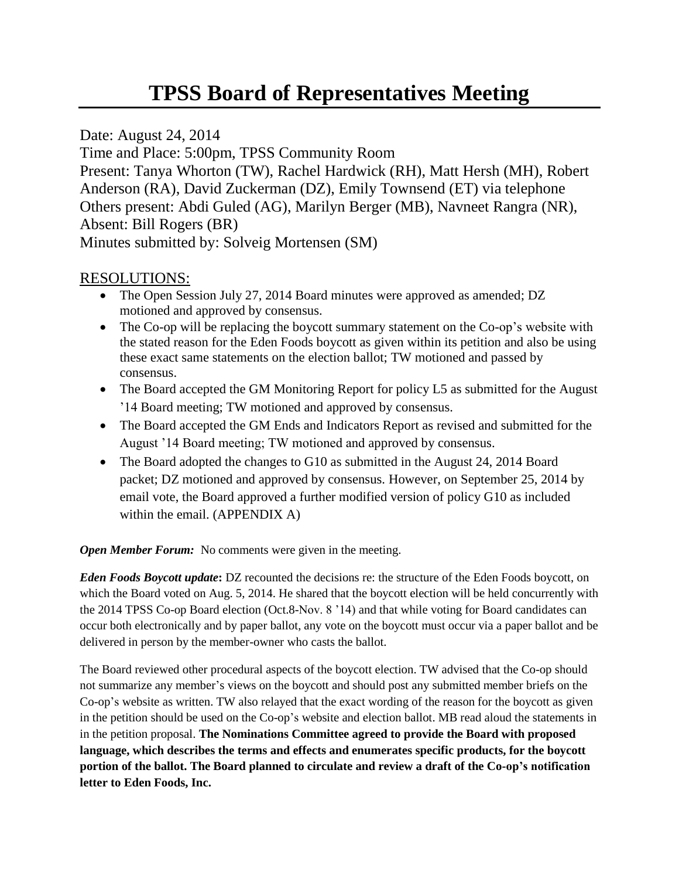# TPSS Board of Representatives Meeting

Date: August 24, 2014

Time and Place: 5:00pm, TPSS Community Room

Present: Tanya Whorton (TW), Rachel Hardwick (RH), Matt Hersh (MH), Robert Anderson (RA), David Zuckerman (DZ), Emily Townsend (ET) via telephone

Others present: Abdi Guled (AG), Marilyn Berger (MB), Navneet Rangra (NR),

Absent: Bill Rogers (BR)

Minutes submitted by: Solveig Mortensen (SM)

## RESOLUTIONS:

- The Open Session July 27, 2014 Board minutes were approved as amended; DZ motioned and approved by consensus.
- The Co-op will be replacing the boycott summary statement on the Co-op's website with the stated reason for the Eden Foods boycott as given within its petition and also be using these exact same statements on the election ballot; TW motioned and passed by consensus.
- The Board accepted the GM Monitoring Report for policy L5 as submitted for the August '14 Board meeting; TW motioned and approved by consensus.
- The Board accepted the GM Ends and Indicators Report as revised and submitted for the August '14 Board meeting; TW motioned and approved by consensus.
- The Board adopted the changes to G10 as submitted in the August 24, 2014 Board packet; DZ motioned and approved by consensus. However, on September 25, 2014 by email vote, the Board approved a further modified version of policy G10 as included within the email. (APPENDIX A)

***Open Member Forum:*** No comments were given in the meeting.

***Eden Foods Boycott update*:** DZ recounted the decisions re: the structure of the Eden Foods boycott, on which the Board voted on Aug. 5, 2014. He shared that the boycott election will be held concurrently with the 2014 TPSS Co-op Board election (Oct.8-Nov. 8 '14) and that while voting for Board candidates can occur both electronically and by paper ballot, any vote on the boycott must occur via a paper ballot and be delivered in person by the member-owner who casts the ballot.

The Board reviewed other procedural aspects of the boycott election. TW advised that the Co-op should not summarize any member's views on the boycott and should post any submitted member briefs on the Co-op's website as written. TW also relayed that the exact wording of the reason for the boycott as given in the petition should be used on the Co-op's website and election ballot. MB read aloud the statements in in the petition proposal. **The Nominations Committee agreed to provide the Board with proposed language, which describes the terms and effects and enumerates specific products, for the boycott portion of the ballot. The Board planned to circulate and review a draft of the Co-op's notification letter to Eden Foods, Inc.**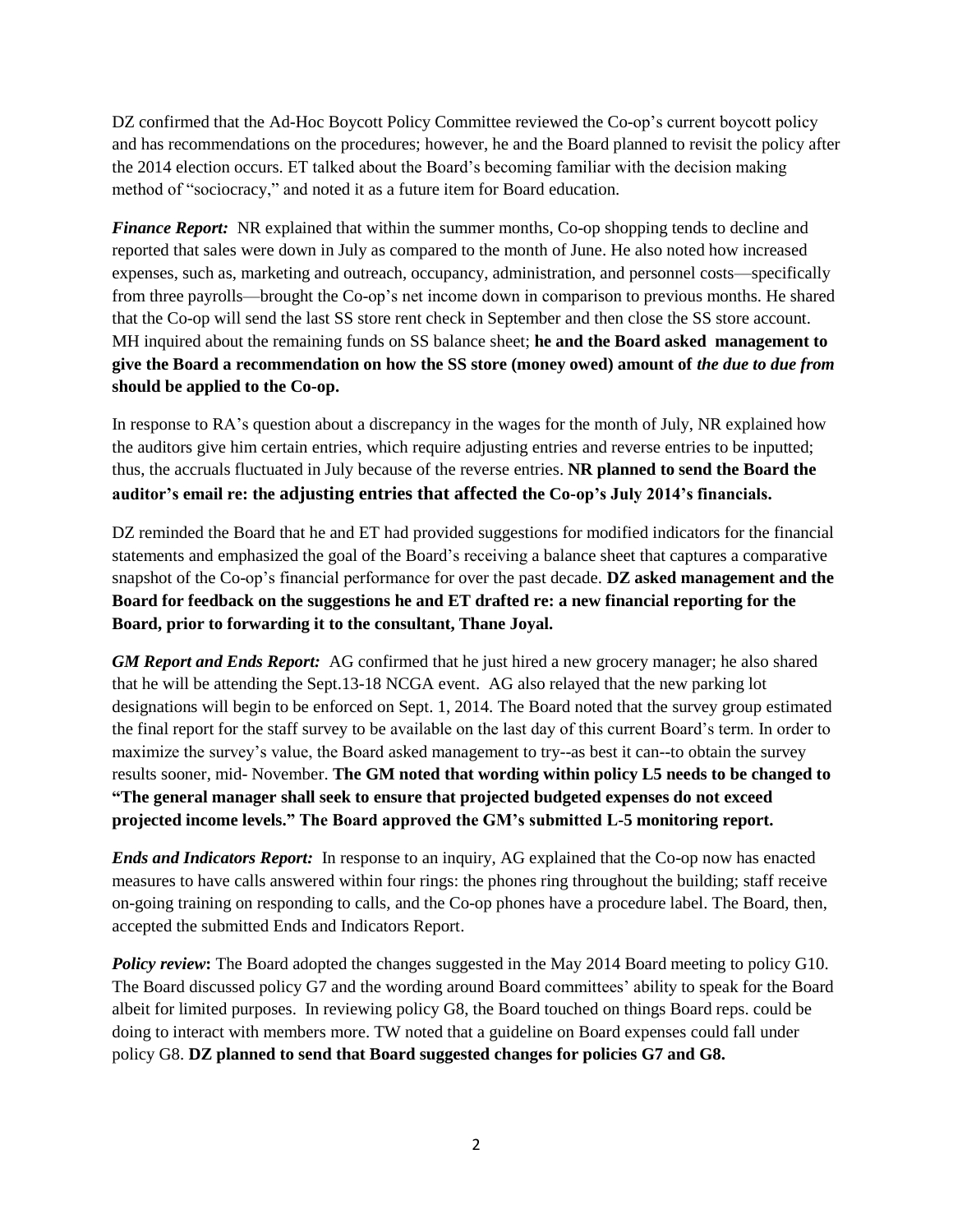DZ confirmed that the Ad-Hoc Boycott Policy Committee reviewed the Co-op's current boycott policy and has recommendations on the procedures; however, he and the Board planned to revisit the policy after the 2014 election occurs. ET talked about the Board's becoming familiar with the decision making method of "sociocracy," and noted it as a future item for Board education.

***Finance Report:*** NR explained that within the summer months, Co-op shopping tends to decline and reported that sales were down in July as compared to the month of June. He also noted how increased expenses, such as, marketing and outreach, occupancy, administration, and personnel costs—specifically from three payrolls—brought the Co-op's net income down in comparison to previous months. He shared that the Co-op will send the last SS store rent check in September and then close the SS store account. MH inquired about the remaining funds on SS balance sheet; **he and the Board asked management to give the Board a recommendation on how the SS store (money owed) amount of *the due to due from* should be applied to the Co-op.**

In response to RA's question about a discrepancy in the wages for the month of July, NR explained how the auditors give him certain entries, which require adjusting entries and reverse entries to be inputted; thus, the accruals fluctuated in July because of the reverse entries. **NR planned to send the Board the auditor's email re: the adjusting entries that affected the Co-op's July 2014's financials.**

DZ reminded the Board that he and ET had provided suggestions for modified indicators for the financial statements and emphasized the goal of the Board's receiving a balance sheet that captures a comparative snapshot of the Co-op's financial performance for over the past decade. **DZ asked management and the Board for feedback on the suggestions he and ET drafted re: a new financial reporting for the Board, prior to forwarding it to the consultant, Thane Joyal.**

***GM Report and Ends Report:*** AG confirmed that he just hired a new grocery manager; he also shared that he will be attending the Sept.13-18 NCGA event. AG also relayed that the new parking lot designations will begin to be enforced on Sept. 1, 2014. The Board noted that the survey group estimated the final report for the staff survey to be available on the last day of this current Board's term. In order to maximize the survey's value, the Board asked management to try--as best it can--to obtain the survey results sooner, mid- November. **The GM noted that wording within policy L5 needs to be changed to "The general manager shall seek to ensure that projected budgeted expenses do not exceed projected income levels." The Board approved the GM's submitted L-5 monitoring report.**

***Ends and Indicators Report:*** In response to an inquiry, AG explained that the Co-op now has enacted measures to have calls answered within four rings: the phones ring throughout the building; staff receive on-going training on responding to calls, and the Co-op phones have a procedure label. The Board, then, accepted the submitted Ends and Indicators Report.

***Policy review*:** The Board adopted the changes suggested in the May 2014 Board meeting to policy G10. The Board discussed policy G7 and the wording around Board committees' ability to speak for the Board albeit for limited purposes. In reviewing policy G8, the Board touched on things Board reps. could be doing to interact with members more. TW noted that a guideline on Board expenses could fall under policy G8. **DZ planned to send that Board suggested changes for policies G7 and G8.**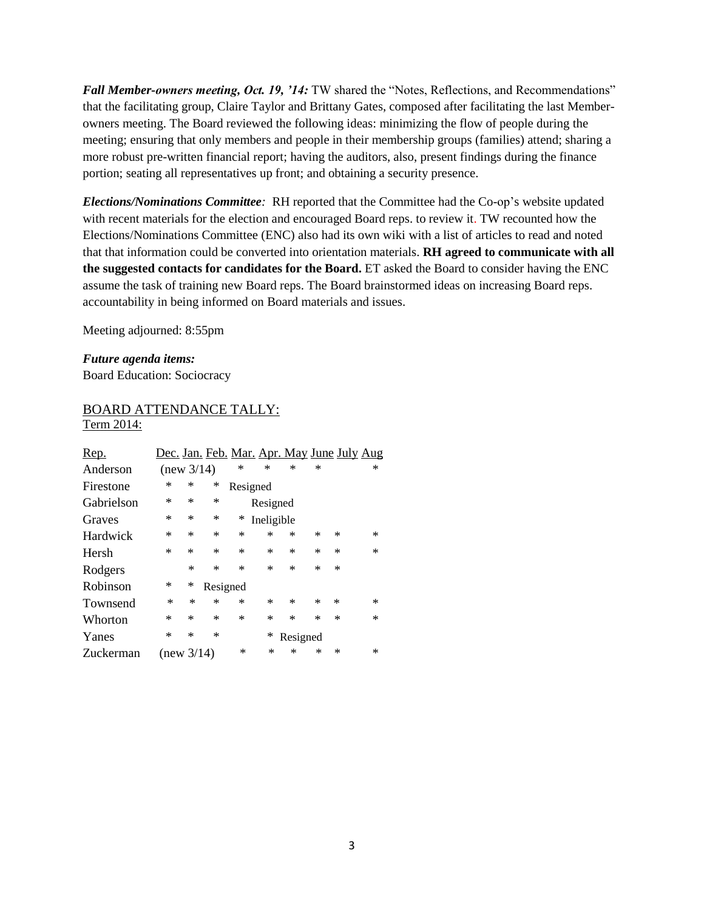***Fall Member-owners meeting, Oct. 19, '14:*** TW shared the "Notes, Reflections, and Recommendations" that the facilitating group, Claire Taylor and Brittany Gates, composed after facilitating the last Member-owners meeting. The Board reviewed the following ideas: minimizing the flow of people during the meeting; ensuring that only members and people in their membership groups (families) attend; sharing a more robust pre-written financial report; having the auditors, also, present findings during the finance portion; seating all representatives up front; and obtaining a security presence.

***Elections/Nominations Committee:*** RH reported that the Committee had the Co-op's website updated with recent materials for the election and encouraged Board reps. to review it. TW recounted how the Elections/Nominations Committee (ENC) also had its own wiki with a list of articles to read and noted that that information could be converted into orientation materials. **RH agreed to communicate with all the suggested contacts for candidates for the Board.** ET asked the Board to consider having the ENC assume the task of training new Board reps. The Board brainstormed ideas on increasing Board reps. accountability in being informed on Board materials and issues.

Meeting adjourned: 8:55pm

***Future agenda items:***
Board Education: Sociocracy

## BOARD ATTENDANCE TALLY:
Term 2014:

| Rep. | Dec. | Jan. | Feb. | Mar. | Apr. | May | June | July | Aug |
|---|---|---|---|---|---|---|---|---|---|
| Anderson | (new 3/14) | | | * | * | * | * | | * |
| Firestone | * | * | * | Resigned | | | | | |
| Gabrielson | * | * | * | | Resigned | | | | |
| Graves | * | * | * | * | Ineligible | | | | |
| Hardwick | * | * | * | * | * | * | * | * | * |
| Hersh | * | * | * | * | * | * | * | * | * |
| Rodgers | | * | * | * | * | * | * | * | |
| Robinson | * | * | Resigned | | | | | | |
| Townsend | * | * | * | * | * | * | * | * | * |
| Whorton | * | * | * | * | * | * | * | * | * |
| Yanes | * | * | * | | * | Resigned | | | |
| Zuckerman | (new 3/14) | | | * | * | * | * | * | * |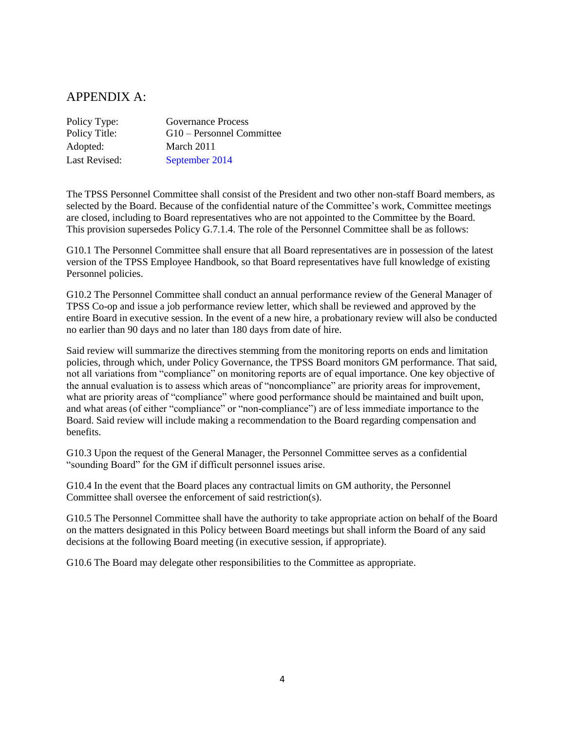## APPENDIX A:

| | |
|---|---|
| Policy Type: | Governance Process |
| Policy Title: | G10 – Personnel Committee |
| Adopted: | March 2011 |
| Last Revised: | September 2014 |

The TPSS Personnel Committee shall consist of the President and two other non-staff Board members, as selected by the Board. Because of the confidential nature of the Committee's work, Committee meetings are closed, including to Board representatives who are not appointed to the Committee by the Board. This provision supersedes Policy G.7.1.4. The role of the Personnel Committee shall be as follows:

G10.1 The Personnel Committee shall ensure that all Board representatives are in possession of the latest version of the TPSS Employee Handbook, so that Board representatives have full knowledge of existing Personnel policies.

G10.2 The Personnel Committee shall conduct an annual performance review of the General Manager of TPSS Co-op and issue a job performance review letter, which shall be reviewed and approved by the entire Board in executive session. In the event of a new hire, a probationary review will also be conducted no earlier than 90 days and no later than 180 days from date of hire.

Said review will summarize the directives stemming from the monitoring reports on ends and limitation policies, through which, under Policy Governance, the TPSS Board monitors GM performance. That said, not all variations from "compliance" on monitoring reports are of equal importance. One key objective of the annual evaluation is to assess which areas of "noncompliance" are priority areas for improvement, what are priority areas of "compliance" where good performance should be maintained and built upon, and what areas (of either "compliance" or "non-compliance") are of less immediate importance to the Board. Said review will include making a recommendation to the Board regarding compensation and benefits.

G10.3 Upon the request of the General Manager, the Personnel Committee serves as a confidential "sounding Board" for the GM if difficult personnel issues arise.

G10.4 In the event that the Board places any contractual limits on GM authority, the Personnel Committee shall oversee the enforcement of said restriction(s).

G10.5 The Personnel Committee shall have the authority to take appropriate action on behalf of the Board on the matters designated in this Policy between Board meetings but shall inform the Board of any said decisions at the following Board meeting (in executive session, if appropriate).

G10.6 The Board may delegate other responsibilities to the Committee as appropriate.